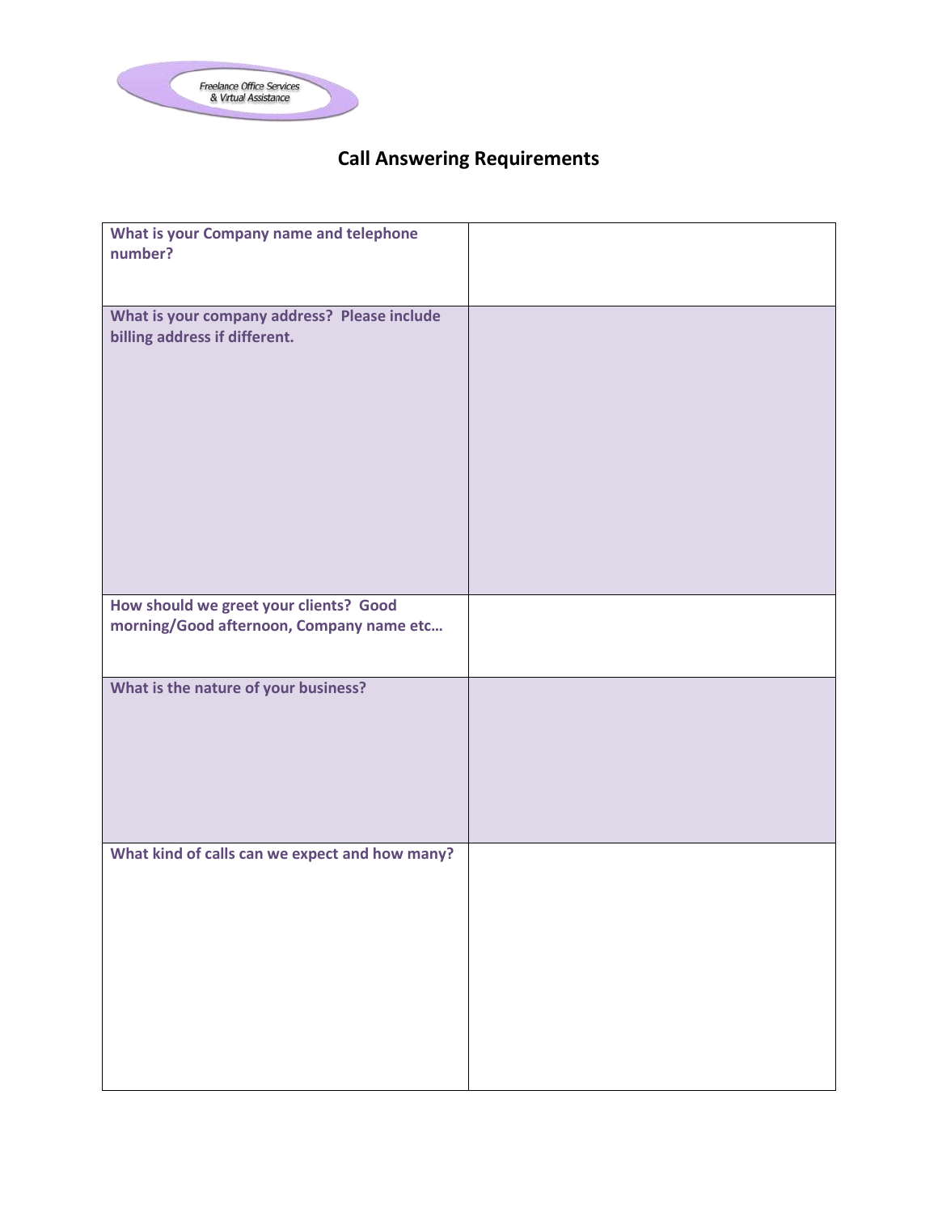Freelance Office Services & Virtual Assistance

# Call Answering Requirements

| | |
|---|---|
| **What is your Company name and telephone number?** | |
| **What is your company address? Please include billing address if different.** | |
| **How should we greet your clients? Good morning/Good afternoon, Company name etc…** | |
| **What is the nature of your business?** | |
| **What kind of calls can we expect and how many?** | |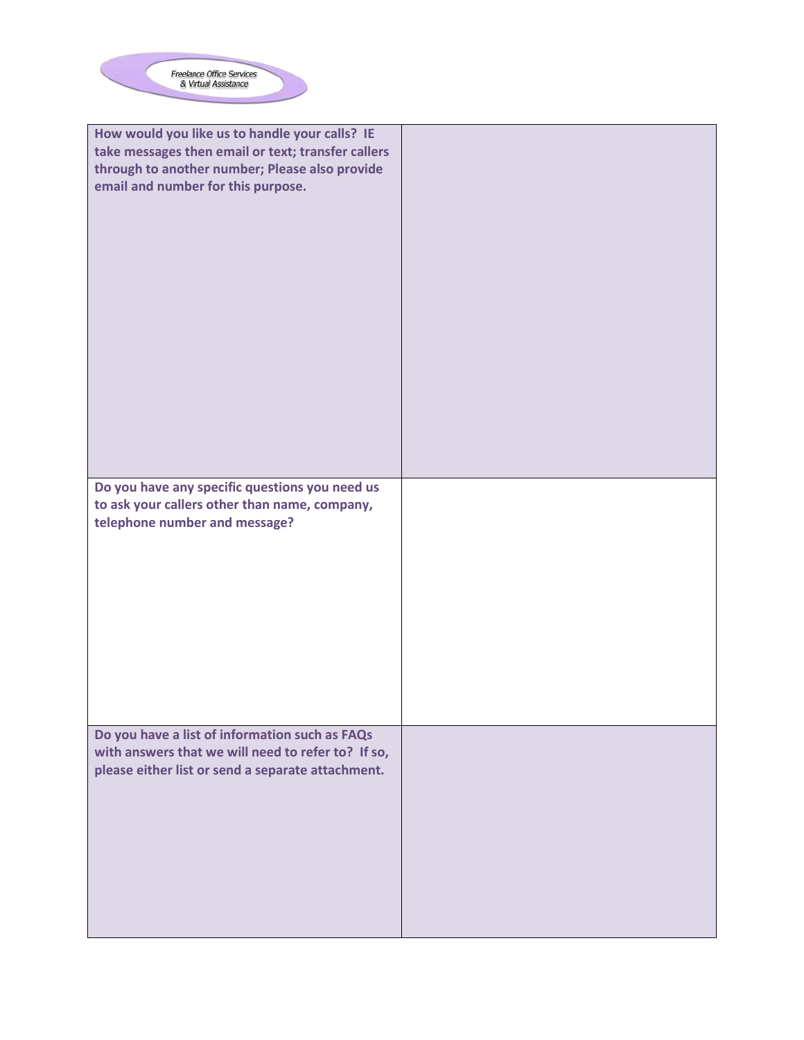| | |
|---|---|
| **How would you like us to handle your calls? IE take messages then email or text; transfer callers through to another number; Please also provide email and number for this purpose.** | |
| **Do you have any specific questions you need us to ask your callers other than name, company, telephone number and message?** | |
| **Do you have a list of information such as FAQs with answers that we will need to refer to? If so, please either list or send a separate attachment.** | |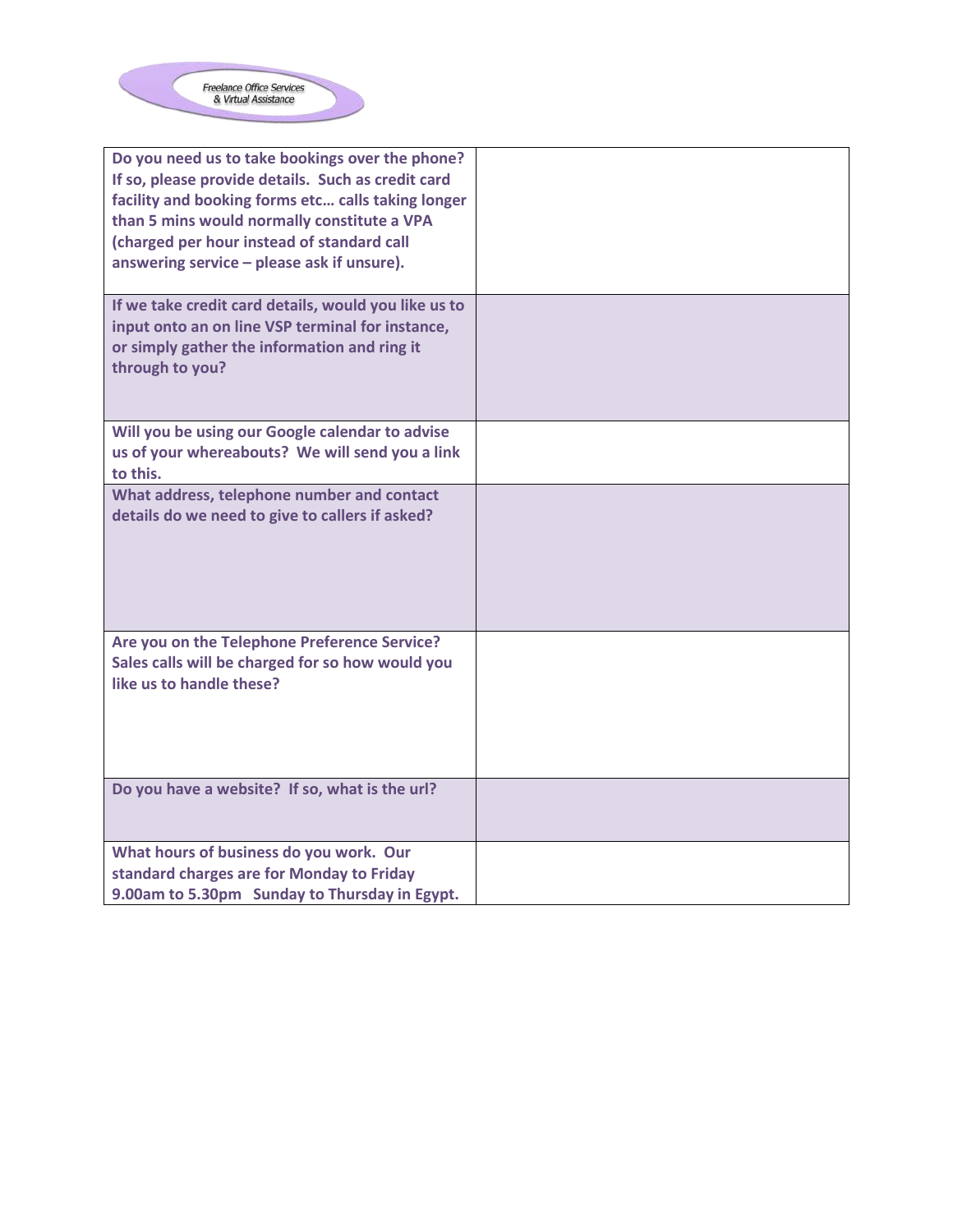| | |
|---|---|
| **Do you need us to take bookings over the phone? If so, please provide details. Such as credit card facility and booking forms etc… calls taking longer than 5 mins would normally constitute a VPA (charged per hour instead of standard call answering service – please ask if unsure).** | |
| **If we take credit card details, would you like us to input onto an on line VSP terminal for instance, or simply gather the information and ring it through to you?** | |
| **Will you be using our Google calendar to advise us of your whereabouts? We will send you a link to this.** | |
| **What address, telephone number and contact details do we need to give to callers if asked?** | |
| **Are you on the Telephone Preference Service? Sales calls will be charged for so how would you like us to handle these?** | |
| **Do you have a website? If so, what is the url?** | |
| **What hours of business do you work. Our standard charges are for Monday to Friday 9.00am to 5.30pm Sunday to Thursday in Egypt.** | |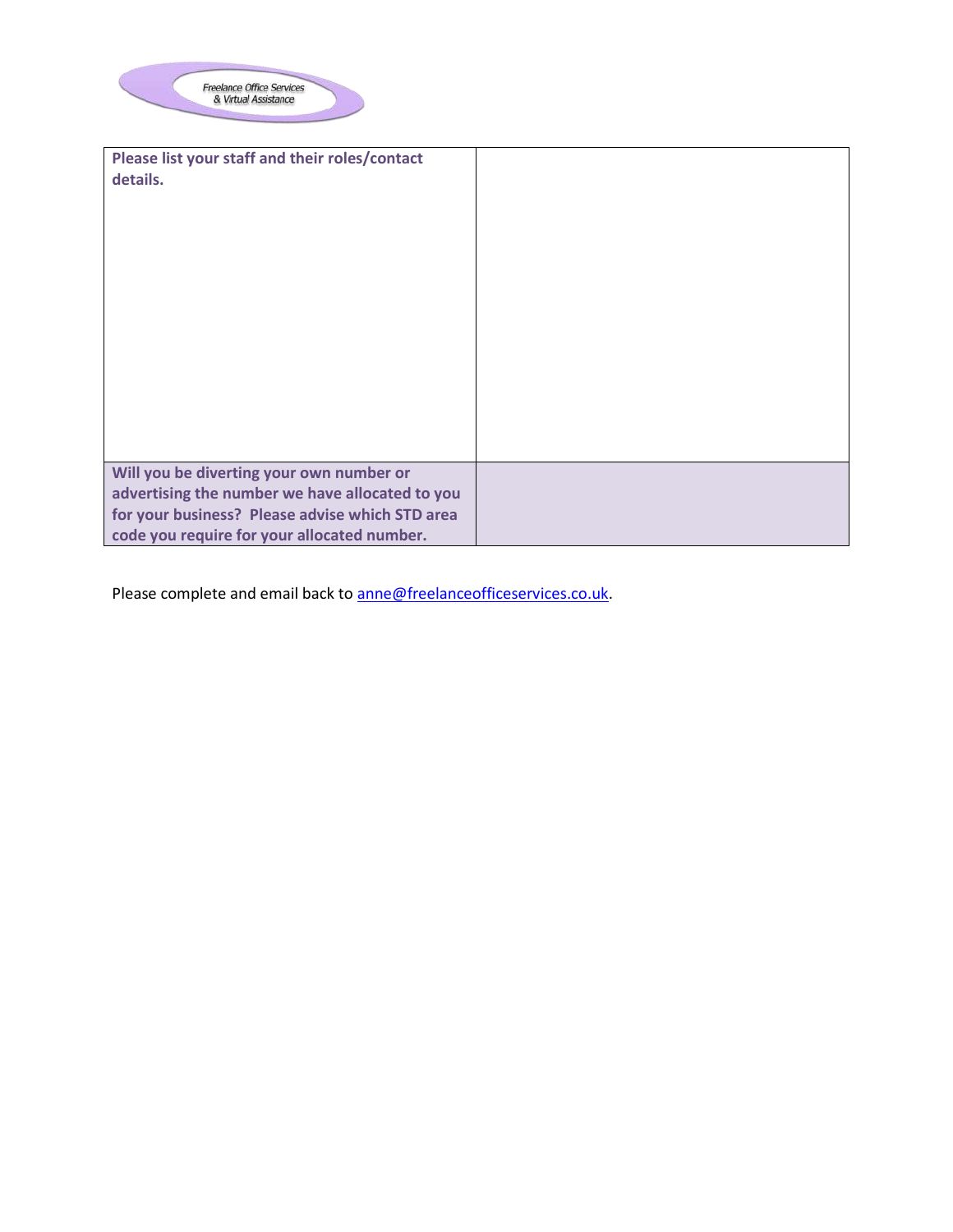Freelance Office Services & Virtual Assistance

| | |
|---|---|
| **Please list your staff and their roles/contact details.** | |
| **Will you be diverting your own number or advertising the number we have allocated to you for your business? Please advise which STD area code you require for your allocated number.** | |

Please complete and email back to anne@freelanceofficeservices.co.uk.